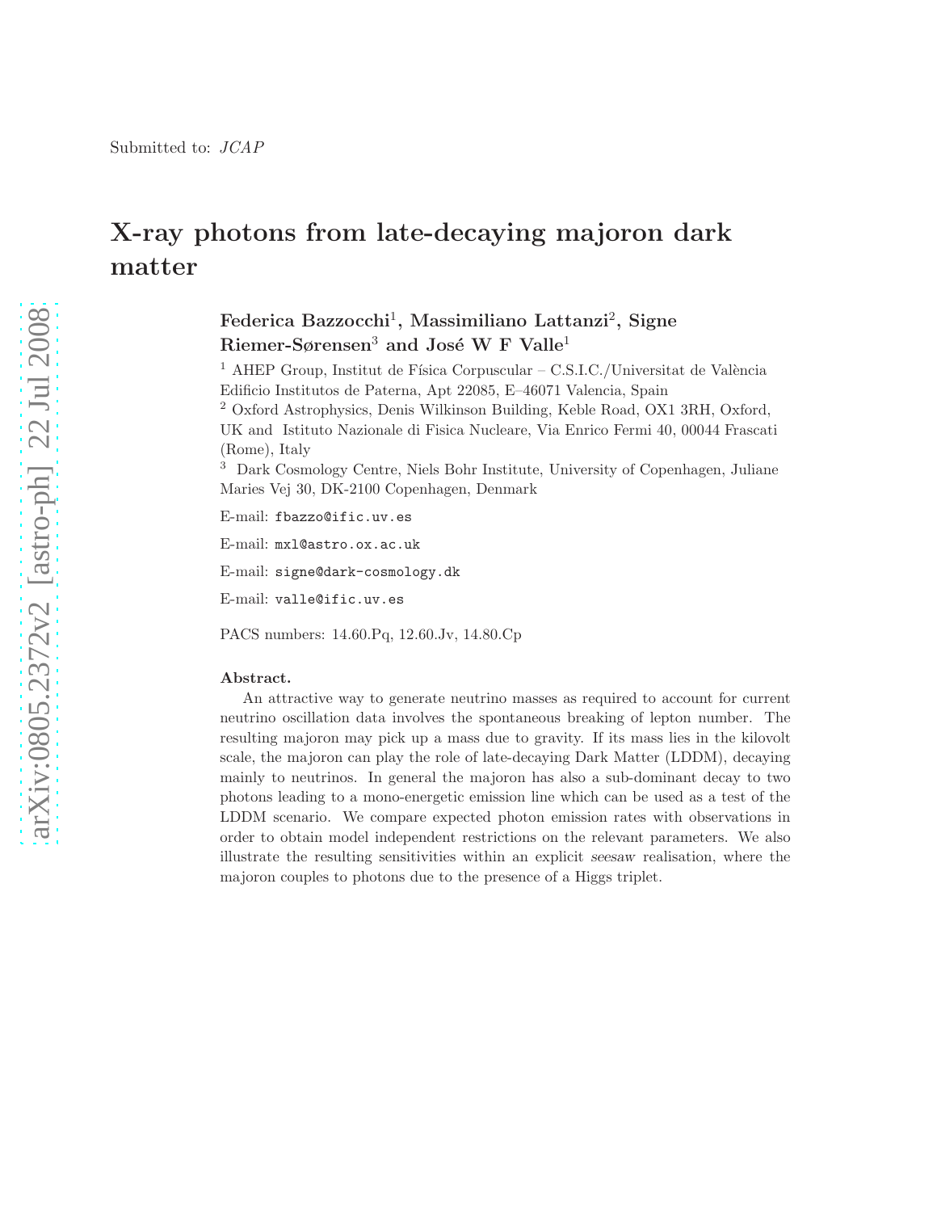Submitted to: *JCAP*

# X-ray photons from late-decaying majoron dark matter

**Federica Bazzocchi[1], Massimiliano Lattanzi[2], Signe Riemer-Sørensen[3] and José W F Valle[1]**

[1] AHEP Group, Institut de Física Corpuscular – C.S.I.C./Universitat de València Edificio Institutos de Paterna, Apt 22085, E–46071 Valencia, Spain

[2] Oxford Astrophysics, Denis Wilkinson Building, Keble Road, OX1 3RH, Oxford, UK and Istituto Nazionale di Fisica Nucleare, Via Enrico Fermi 40, 00044 Frascati (Rome), Italy

[3] Dark Cosmology Centre, Niels Bohr Institute, University of Copenhagen, Juliane Maries Vej 30, DK-2100 Copenhagen, Denmark

E-mail: fbazzo@ific.uv.es

E-mail: mxl@astro.ox.ac.uk

E-mail: signe@dark-cosmology.dk

E-mail: valle@ific.uv.es

PACS numbers: 14.60.Pq, 12.60.Jv, 14.80.Cp

**Abstract.** An attractive way to generate neutrino masses as required to account for current neutrino oscillation data involves the spontaneous breaking of lepton number. The resulting majoron may pick up a mass due to gravity. If its mass lies in the kilovolt scale, the majoron can play the role of late-decaying Dark Matter (LDDM), decaying mainly to neutrinos. In general the majoron has also a sub-dominant decay to two photons leading to a mono-energetic emission line which can be used as a test of the LDDM scenario. We compare expected photon emission rates with observations in order to obtain model independent restrictions on the relevant parameters. We also illustrate the resulting sensitivities within an explicit *seesaw* realisation, where the majoron couples to photons due to the presence of a Higgs triplet.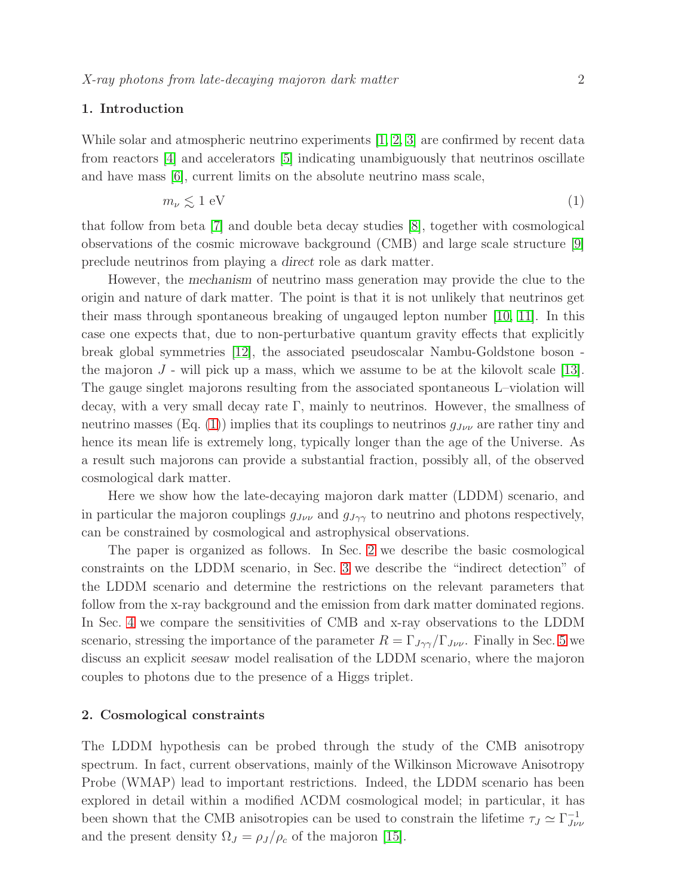## 1. Introduction

While solar and atmospheric neutrino experiments [1, 2, 3] are confirmed by recent data from reactors [4] and accelerators [5] indicating unambiguously that neutrinos oscillate and have mass [6], current limits on the absolute neutrino mass scale,

$$m_\nu \lesssim 1 \text{ eV} \tag{1}$$

that follow from beta [7] and double beta decay studies [8], together with cosmological observations of the cosmic microwave background (CMB) and large scale structure [9] preclude neutrinos from playing a *direct* role as dark matter.

However, the *mechanism* of neutrino mass generation may provide the clue to the origin and nature of dark matter. The point is that it is not unlikely that neutrinos get their mass through spontaneous breaking of ungauged lepton number [10, 11]. In this case one expects that, due to non-perturbative quantum gravity effects that explicitly break global symmetries [12], the associated pseudoscalar Nambu-Goldstone boson - the majoron $J$ - will pick up a mass, which we assume to be at the kilovolt scale [13]. The gauge singlet majorons resulting from the associated spontaneous L–violation will decay, with a very small decay rate $\Gamma$, mainly to neutrinos. However, the smallness of neutrino masses (Eq. (1)) implies that its couplings to neutrinos $g_{J\nu\nu}$ are rather tiny and hence its mean life is extremely long, typically longer than the age of the Universe. As a result such majorons can provide a substantial fraction, possibly all, of the observed cosmological dark matter.

Here we show how the late-decaying majoron dark matter (LDDM) scenario, and in particular the majoron couplings $g_{J\nu\nu}$ and $g_{J\gamma\gamma}$ to neutrino and photons respectively, can be constrained by cosmological and astrophysical observations.

The paper is organized as follows. In Sec. 2 we describe the basic cosmological constraints on the LDDM scenario, in Sec. 3 we describe the "indirect detection" of the LDDM scenario and determine the restrictions on the relevant parameters that follow from the x-ray background and the emission from dark matter dominated regions. In Sec. 4 we compare the sensitivities of CMB and x-ray observations to the LDDM scenario, stressing the importance of the parameter $R = \Gamma_{J\gamma\gamma}/\Gamma_{J\nu\nu}$. Finally in Sec. 5 we discuss an explicit *seesaw* model realisation of the LDDM scenario, where the majoron couples to photons due to the presence of a Higgs triplet.

## 2. Cosmological constraints

The LDDM hypothesis can be probed through the study of the CMB anisotropy spectrum. In fact, current observations, mainly of the Wilkinson Microwave Anisotropy Probe (WMAP) lead to important restrictions. Indeed, the LDDM scenario has been explored in detail within a modified ΛCDM cosmological model; in particular, it has been shown that the CMB anisotropies can be used to constrain the lifetime $\tau_J \simeq \Gamma_{J\nu\nu}^{-1}$ and the present density $\Omega_J = \rho_J/\rho_c$ of the majoron [15].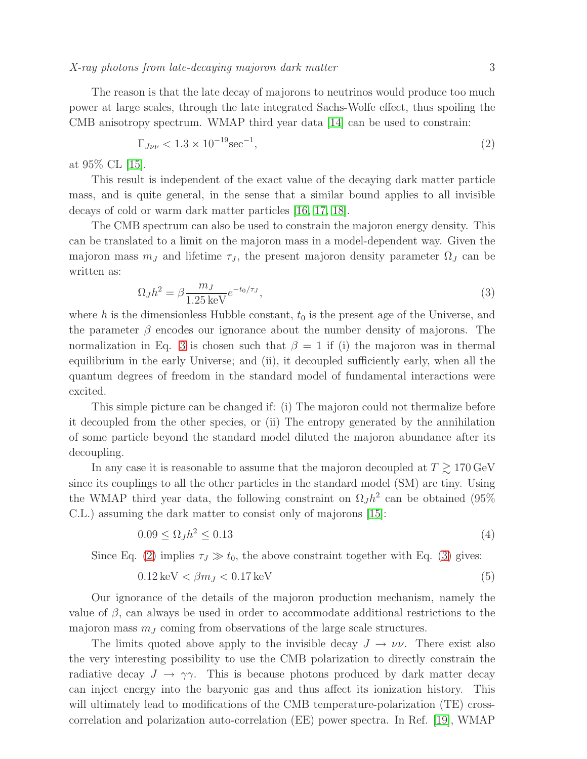The reason is that the late decay of majorons to neutrinos would produce too much power at large scales, through the late integrated Sachs-Wolfe effect, thus spoiling the CMB anisotropy spectrum. WMAP third year data [14] can be used to constrain:

$$\Gamma_{J\nu\nu} < 1.3 \times 10^{-19} \mathrm{sec}^{-1}, \tag{2}$$

at 95% CL [15].

This result is independent of the exact value of the decaying dark matter particle mass, and is quite general, in the sense that a similar bound applies to all invisible decays of cold or warm dark matter particles [16, 17, 18].

The CMB spectrum can also be used to constrain the majoron energy density. This can be translated to a limit on the majoron mass in a model-dependent way. Given the majoron mass $m_J$ and lifetime $\tau_J$, the present majoron density parameter $\Omega_J$ can be written as:

$$\Omega_J h^2 = \beta \frac{m_J}{1.25\,\mathrm{keV}} e^{-t_0/\tau_J}, \tag{3}$$

where $h$ is the dimensionless Hubble constant, $t_0$ is the present age of the Universe, and the parameter $\beta$ encodes our ignorance about the number density of majorons. The normalization in Eq. 3 is chosen such that $\beta = 1$ if (i) the majoron was in thermal equilibrium in the early Universe; and (ii), it decoupled sufficiently early, when all the quantum degrees of freedom in the standard model of fundamental interactions were excited.

This simple picture can be changed if: (i) The majoron could not thermalize before it decoupled from the other species, or (ii) The entropy generated by the annihilation of some particle beyond the standard model diluted the majoron abundance after its decoupling.

In any case it is reasonable to assume that the majoron decoupled at $T \gtrsim 170\,\mathrm{GeV}$ since its couplings to all the other particles in the standard model (SM) are tiny. Using the WMAP third year data, the following constraint on $\Omega_J h^2$ can be obtained (95% C.L.) assuming the dark matter to consist only of majorons [15]:

$$0.09 \leq \Omega_J h^2 \leq 0.13 \tag{4}$$

Since Eq. (2) implies $\tau_J \gg t_0$, the above constraint together with Eq. (3) gives:

$$0.12\,\mathrm{keV} < \beta m_J < 0.17\,\mathrm{keV} \tag{5}$$

Our ignorance of the details of the majoron production mechanism, namely the value of $\beta$, can always be used in order to accommodate additional restrictions to the majoron mass $m_J$ coming from observations of the large scale structures.

The limits quoted above apply to the invisible decay $J \to \nu\nu$. There exist also the very interesting possibility to use the CMB polarization to directly constrain the radiative decay $J \to \gamma\gamma$. This is because photons produced by dark matter decay can inject energy into the baryonic gas and thus affect its ionization history. This will ultimately lead to modifications of the CMB temperature-polarization (TE) cross-correlation and polarization auto-correlation (EE) power spectra. In Ref. [19], WMAP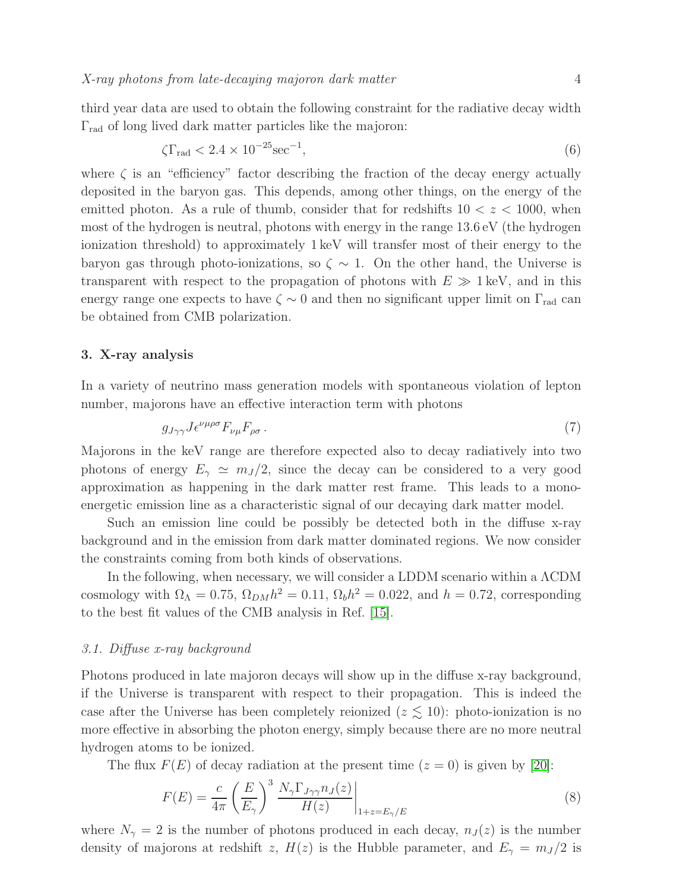third year data are used to obtain the following constraint for the radiative decay width $\Gamma_{\rm rad}$ of long lived dark matter particles like the majoron:

$$\zeta \Gamma_{\rm rad} < 2.4 \times 10^{-25} {\rm sec}^{-1}, \tag{6}$$

where $\zeta$ is an "efficiency" factor describing the fraction of the decay energy actually deposited in the baryon gas. This depends, among other things, on the energy of the emitted photon. As a rule of thumb, consider that for redshifts $10 < z < 1000$, when most of the hydrogen is neutral, photons with energy in the range 13.6 eV (the hydrogen ionization threshold) to approximately 1 keV will transfer most of their energy to the baryon gas through photo-ionizations, so $\zeta \sim 1$. On the other hand, the Universe is transparent with respect to the propagation of photons with $E \gg 1\,{\rm keV}$, and in this energy range one expects to have $\zeta \sim 0$ and then no significant upper limit on $\Gamma_{\rm rad}$ can be obtained from CMB polarization.

## 3. X-ray analysis

In a variety of neutrino mass generation models with spontaneous violation of lepton number, majorons have an effective interaction term with photons

$$g_{J\gamma\gamma} J \epsilon^{\nu\mu\rho\sigma} F_{\nu\mu} F_{\rho\sigma} \,. \tag{7}$$

Majorons in the keV range are therefore expected also to decay radiatively into two photons of energy $E_\gamma \simeq m_J/2$, since the decay can be considered to a very good approximation as happening in the dark matter rest frame. This leads to a mono-energetic emission line as a characteristic signal of our decaying dark matter model.

Such an emission line could be possibly be detected both in the diffuse x-ray background and in the emission from dark matter dominated regions. We now consider the constraints coming from both kinds of observations.

In the following, when necessary, we will consider a LDDM scenario within a ΛCDM cosmology with $\Omega_\Lambda = 0.75$, $\Omega_{DM} h^2 = 0.11$, $\Omega_b h^2 = 0.022$, and $h = 0.72$, corresponding to the best fit values of the CMB analysis in Ref. [15].

### *3.1. Diffuse x-ray background*

Photons produced in late majoron decays will show up in the diffuse x-ray background, if the Universe is transparent with respect to their propagation. This is indeed the case after the Universe has been completely reionized ($z \lesssim 10$): photo-ionization is no more effective in absorbing the photon energy, simply because there are no more neutral hydrogen atoms to be ionized.

The flux $F(E)$ of decay radiation at the present time ($z = 0$) is given by [20]:

$$F(E) = \frac{c}{4\pi} \left( \frac{E}{E_\gamma} \right)^3 \frac{N_\gamma \Gamma_{J\gamma\gamma} n_J(z)}{H(z)} \bigg|_{1+z = E_\gamma / E} \tag{8}$$

where $N_\gamma = 2$ is the number of photons produced in each decay, $n_J(z)$ is the number density of majorons at redshift $z$, $H(z)$ is the Hubble parameter, and $E_\gamma = m_J/2$ is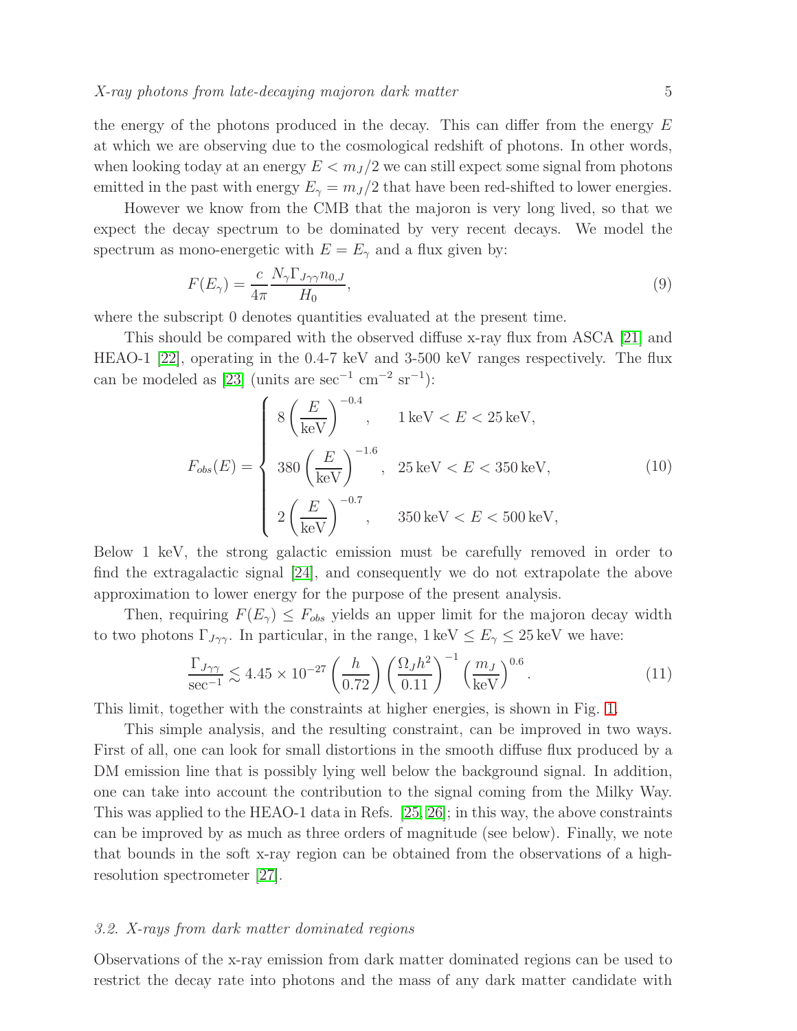the energy of the photons produced in the decay. This can differ from the energy $E$ at which we are observing due to the cosmological redshift of photons. In other words, when looking today at an energy $E < m_J/2$ we can still expect some signal from photons emitted in the past with energy $E_\gamma = m_J/2$ that have been red-shifted to lower energies.

However we know from the CMB that the majoron is very long lived, so that we expect the decay spectrum to be dominated by very recent decays. We model the spectrum as mono-energetic with $E = E_\gamma$ and a flux given by:

$$F(E_\gamma) = \frac{c}{4\pi} \frac{N_\gamma \Gamma_{J\gamma\gamma} n_{0,J}}{H_0}, \tag{9}$$

where the subscript 0 denotes quantities evaluated at the present time.

This should be compared with the observed diffuse x-ray flux from ASCA [21] and HEAO-1 [22], operating in the 0.4-7 keV and 3-500 keV ranges respectively. The flux can be modeled as [23] (units are $\sec^{-1}$ $\mathrm{cm}^{-2}$ $\mathrm{sr}^{-1}$):

$$F_{obs}(E) = \begin{cases} 8 \left(\dfrac{E}{\mathrm{keV}}\right)^{-0.4}, & 1\,\mathrm{keV} < E < 25\,\mathrm{keV}, \\[2ex] 380 \left(\dfrac{E}{\mathrm{keV}}\right)^{-1.6}, & 25\,\mathrm{keV} < E < 350\,\mathrm{keV}, \\[2ex] 2 \left(\dfrac{E}{\mathrm{keV}}\right)^{-0.7}, & 350\,\mathrm{keV} < E < 500\,\mathrm{keV}, \end{cases} \tag{10}$$

Below 1 keV, the strong galactic emission must be carefully removed in order to find the extragalactic signal [24], and consequently we do not extrapolate the above approximation to lower energy for the purpose of the present analysis.

Then, requiring $F(E_\gamma) \leq F_{obs}$ yields an upper limit for the majoron decay width to two photons $\Gamma_{J\gamma\gamma}$. In particular, in the range, $1\,\mathrm{keV} \leq E_\gamma \leq 25\,\mathrm{keV}$ we have:

$$\frac{\Gamma_{J\gamma\gamma}}{\sec^{-1}} \lesssim 4.45 \times 10^{-27} \left(\frac{h}{0.72}\right) \left(\frac{\Omega_J h^2}{0.11}\right)^{-1} \left(\frac{m_J}{\mathrm{keV}}\right)^{0.6}. \tag{11}$$

This limit, together with the constraints at higher energies, is shown in Fig. 1.

This simple analysis, and the resulting constraint, can be improved in two ways. First of all, one can look for small distortions in the smooth diffuse flux produced by a DM emission line that is possibly lying well below the background signal. In addition, one can take into account the contribution to the signal coming from the Milky Way. This was applied to the HEAO-1 data in Refs. [25, 26]; in this way, the above constraints can be improved by as much as three orders of magnitude (see below). Finally, we note that bounds in the soft x-ray region can be obtained from the observations of a high-resolution spectrometer [27].

### *3.2. X-rays from dark matter dominated regions*

Observations of the x-ray emission from dark matter dominated regions can be used to restrict the decay rate into photons and the mass of any dark matter candidate with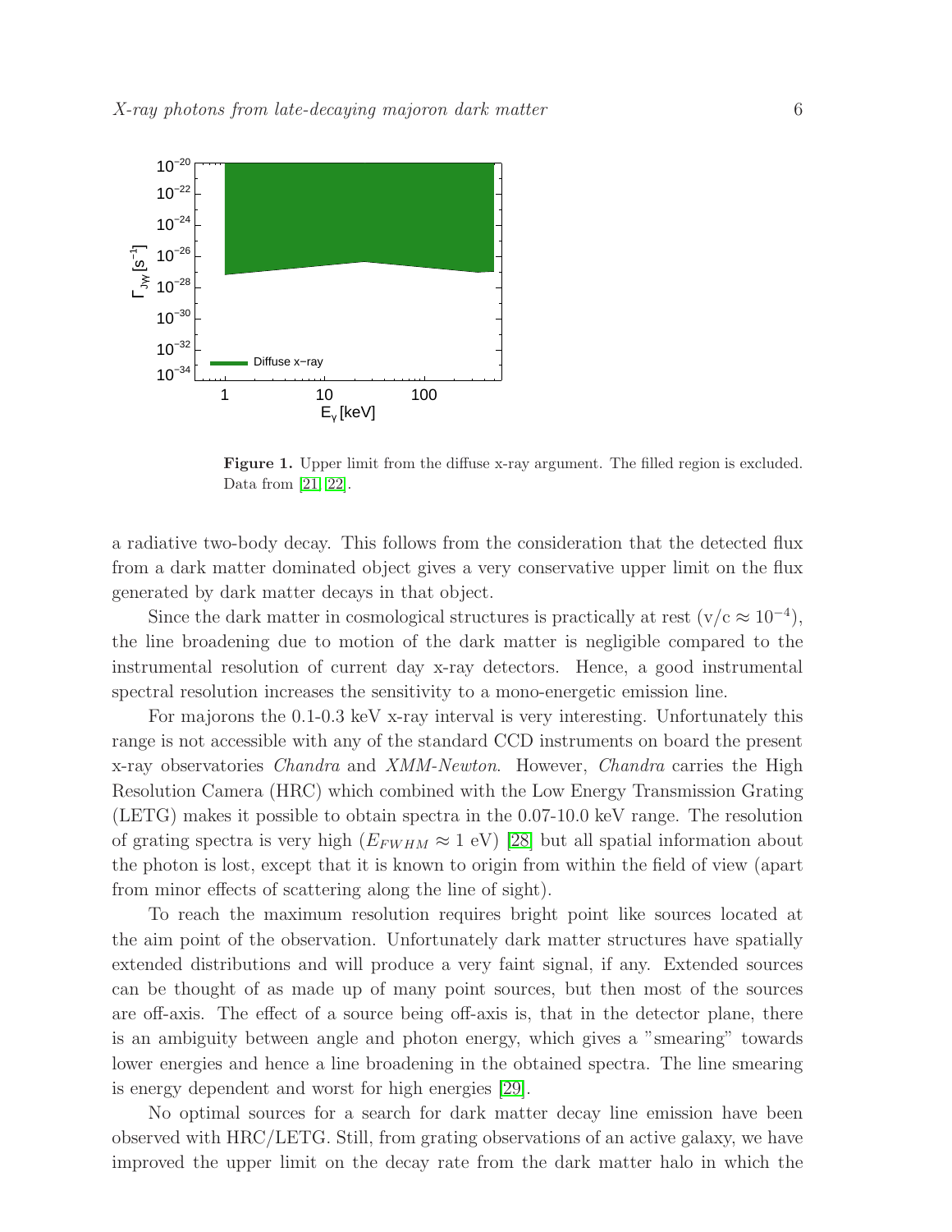**Figure 1.** Upper limit from the diffuse x-ray argument. The filled region is excluded. Data from [21] [22].

a radiative two-body decay. This follows from the consideration that the detected flux from a dark matter dominated object gives a very conservative upper limit on the flux generated by dark matter decays in that object.

Since the dark matter in cosmological structures is practically at rest ($\mathrm{v/c} \approx 10^{-4}$), the line broadening due to motion of the dark matter is negligible compared to the instrumental resolution of current day x-ray detectors. Hence, a good instrumental spectral resolution increases the sensitivity to a mono-energetic emission line.

For majorons the 0.1-0.3 keV x-ray interval is very interesting. Unfortunately this range is not accessible with any of the standard CCD instruments on board the present x-ray observatories *Chandra* and *XMM-Newton*. However, *Chandra* carries the High Resolution Camera (HRC) which combined with the Low Energy Transmission Grating (LETG) makes it possible to obtain spectra in the 0.07-10.0 keV range. The resolution of grating spectra is very high ($E_{FWHM} \approx 1$ eV) [28] but all spatial information about the photon is lost, except that it is known to origin from within the field of view (apart from minor effects of scattering along the line of sight).

To reach the maximum resolution requires bright point like sources located at the aim point of the observation. Unfortunately dark matter structures have spatially extended distributions and will produce a very faint signal, if any. Extended sources can be thought of as made up of many point sources, but then most of the sources are off-axis. The effect of a source being off-axis is, that in the detector plane, there is an ambiguity between angle and photon energy, which gives a "smearing" towards lower energies and hence a line broadening in the obtained spectra. The line smearing is energy dependent and worst for high energies [29].

No optimal sources for a search for dark matter decay line emission have been observed with HRC/LETG. Still, from grating observations of an active galaxy, we have improved the upper limit on the decay rate from the dark matter halo in which the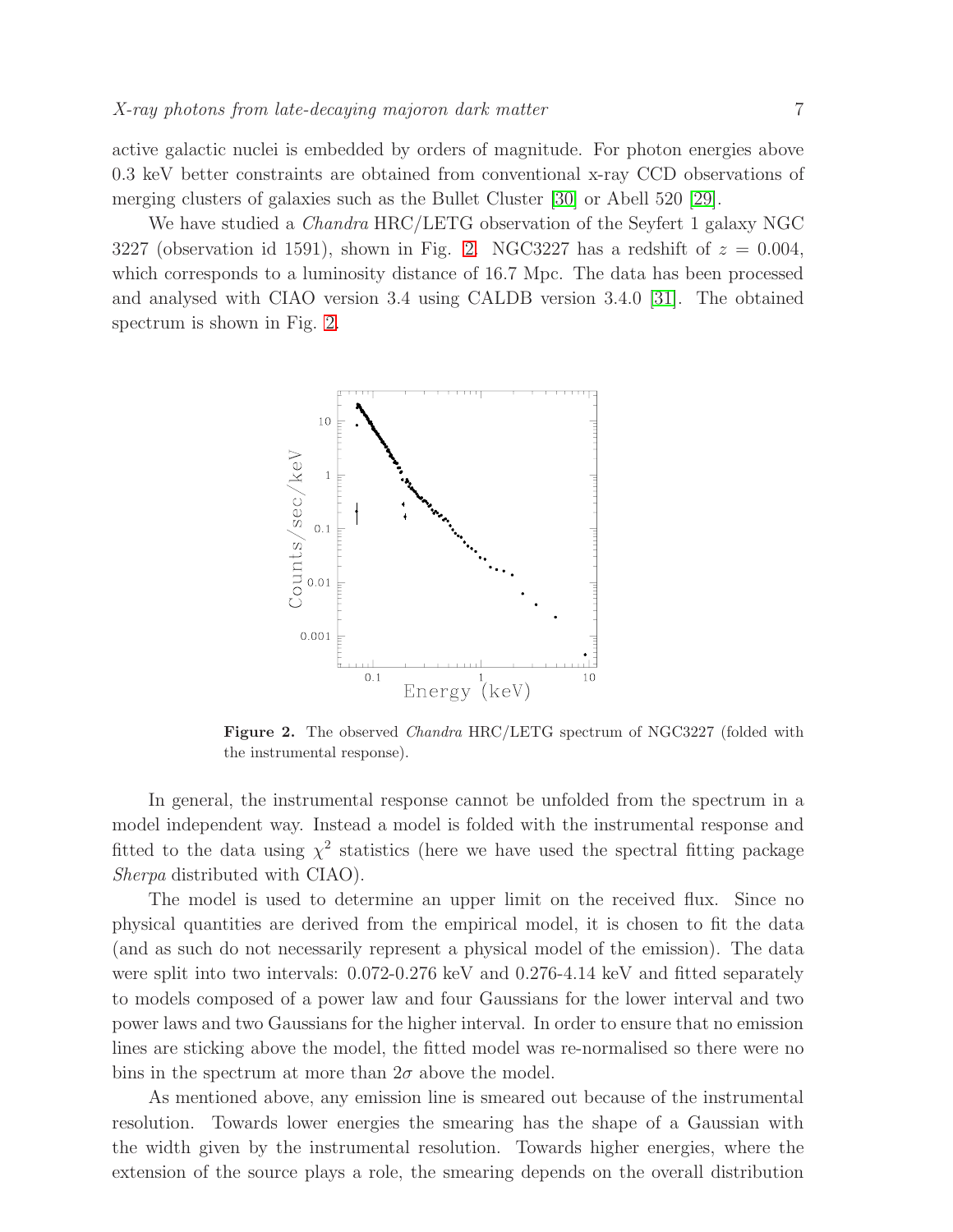active galactic nuclei is embedded by orders of magnitude. For photon energies above 0.3 keV better constraints are obtained from conventional x-ray CCD observations of merging clusters of galaxies such as the Bullet Cluster [30] or Abell 520 [29].

We have studied a *Chandra* HRC/LETG observation of the Seyfert 1 galaxy NGC 3227 (observation id 1591), shown in Fig. 2. NGC3227 has a redshift of $z = 0.004$, which corresponds to a luminosity distance of 16.7 Mpc. The data has been processed and analysed with CIAO version 3.4 using CALDB version 3.4.0 [31]. The obtained spectrum is shown in Fig. 2.

**Figure 2.** The observed *Chandra* HRC/LETG spectrum of NGC3227 (folded with the instrumental response).

In general, the instrumental response cannot be unfolded from the spectrum in a model independent way. Instead a model is folded with the instrumental response and fitted to the data using $\chi^2$ statistics (here we have used the spectral fitting package *Sherpa* distributed with CIAO).

The model is used to determine an upper limit on the received flux. Since no physical quantities are derived from the empirical model, it is chosen to fit the data (and as such do not necessarily represent a physical model of the emission). The data were split into two intervals: 0.072-0.276 keV and 0.276-4.14 keV and fitted separately to models composed of a power law and four Gaussians for the lower interval and two power laws and two Gaussians for the higher interval. In order to ensure that no emission lines are sticking above the model, the fitted model was re-normalised so there were no bins in the spectrum at more than $2\sigma$ above the model.

As mentioned above, any emission line is smeared out because of the instrumental resolution. Towards lower energies the smearing has the shape of a Gaussian with the width given by the instrumental resolution. Towards higher energies, where the extension of the source plays a role, the smearing depends on the overall distribution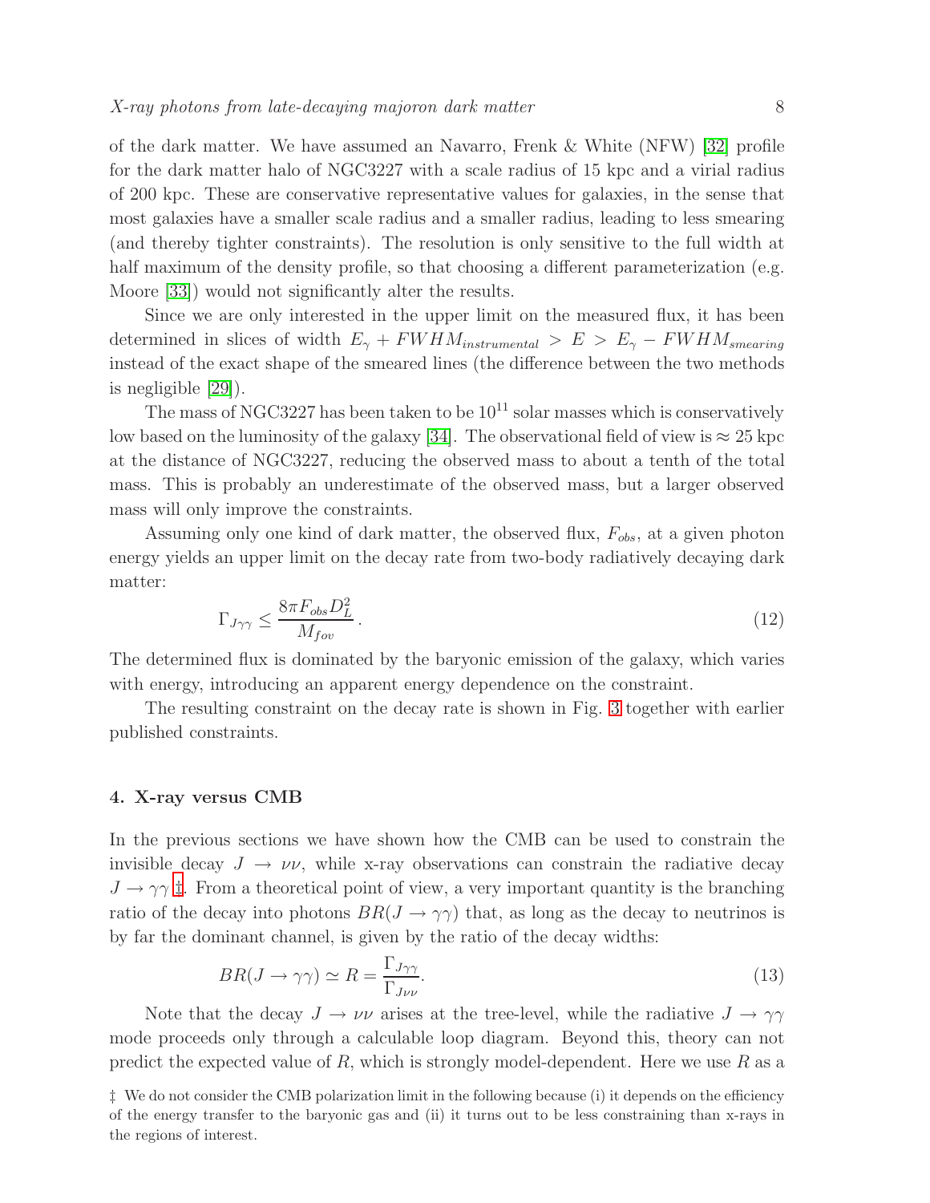of the dark matter. We have assumed an Navarro, Frenk & White (NFW) [32] profile for the dark matter halo of NGC3227 with a scale radius of 15 kpc and a virial radius of 200 kpc. These are conservative representative values for galaxies, in the sense that most galaxies have a smaller scale radius and a smaller radius, leading to less smearing (and thereby tighter constraints). The resolution is only sensitive to the full width at half maximum of the density profile, so that choosing a different parameterization (e.g. Moore [33]) would not significantly alter the results.

Since we are only interested in the upper limit on the measured flux, it has been determined in slices of width $E_\gamma + FWHM_{instrumental} > E > E_\gamma - FWHM_{smearing}$ instead of the exact shape of the smeared lines (the difference between the two methods is negligible [29]).

The mass of NGC3227 has been taken to be $10^{11}$ solar masses which is conservatively low based on the luminosity of the galaxy [34]. The observational field of view is $\approx 25$ kpc at the distance of NGC3227, reducing the observed mass to about a tenth of the total mass. This is probably an underestimate of the observed mass, but a larger observed mass will only improve the constraints.

Assuming only one kind of dark matter, the observed flux, $F_{obs}$, at a given photon energy yields an upper limit on the decay rate from two-body radiatively decaying dark matter:

$$\Gamma_{J\gamma\gamma} \leq \frac{8\pi F_{obs} D_L^2}{M_{fov}} \,. \tag{12}$$

The determined flux is dominated by the baryonic emission of the galaxy, which varies with energy, introducing an apparent energy dependence on the constraint.

The resulting constraint on the decay rate is shown in Fig. 3 together with earlier published constraints.

## 4. X-ray versus CMB

In the previous sections we have shown how the CMB can be used to constrain the invisible decay $J \to \nu\nu$, while x-ray observations can constrain the radiative decay $J \to \gamma\gamma$ ‡. From a theoretical point of view, a very important quantity is the branching ratio of the decay into photons $BR(J \to \gamma\gamma)$ that, as long as the decay to neutrinos is by far the dominant channel, is given by the ratio of the decay widths:

$$BR(J \to \gamma\gamma) \simeq R = \frac{\Gamma_{J\gamma\gamma}}{\Gamma_{J\nu\nu}}. \tag{13}$$

Note that the decay $J \to \nu\nu$ arises at the tree-level, while the radiative $J \to \gamma\gamma$ mode proceeds only through a calculable loop diagram. Beyond this, theory can not predict the expected value of $R$, which is strongly model-dependent. Here we use $R$ as a

‡ We do not consider the CMB polarization limit in the following because (i) it depends on the efficiency of the energy transfer to the baryonic gas and (ii) it turns out to be less constraining than x-rays in the regions of interest.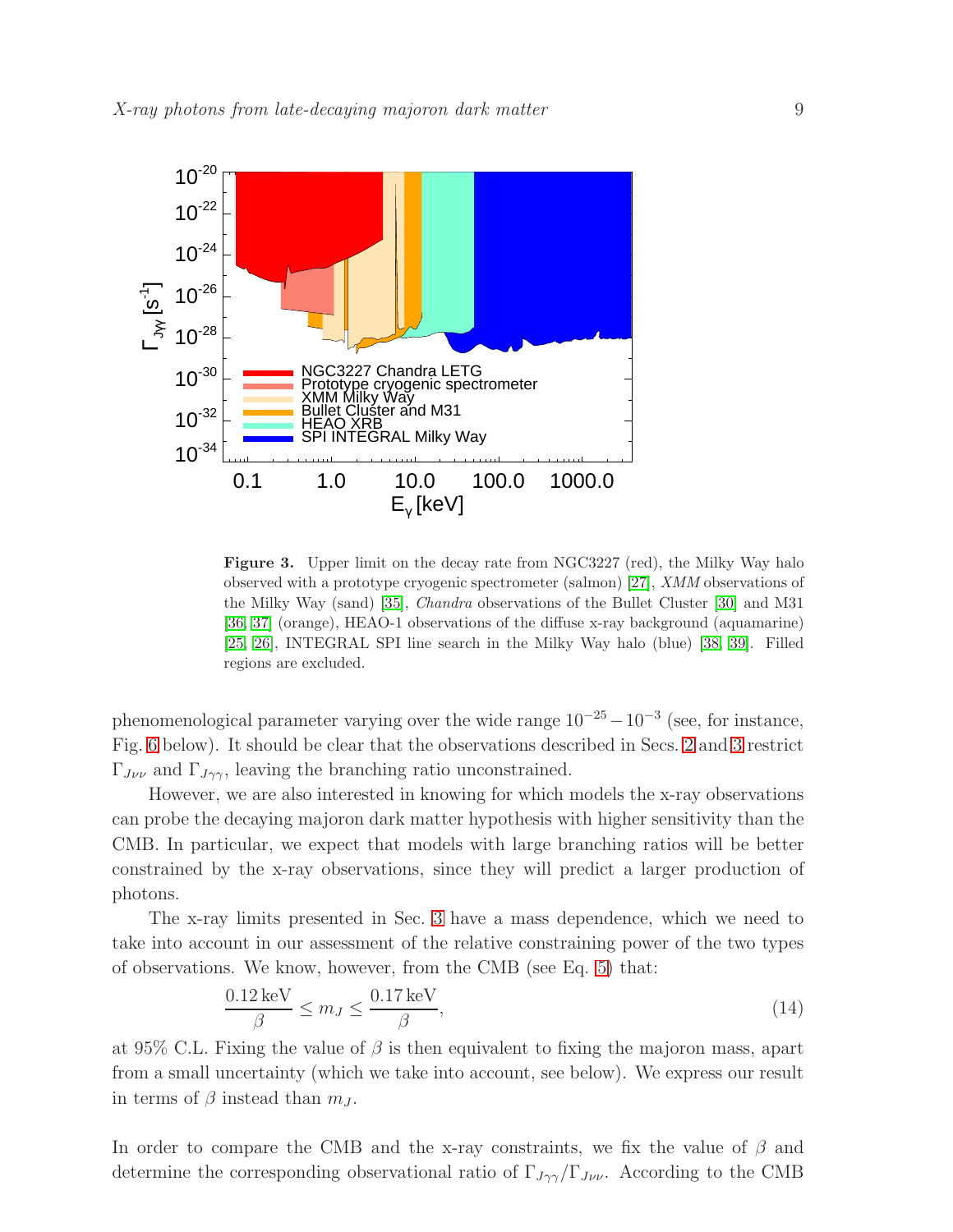**Figure 3.** Upper limit on the decay rate from NGC3227 (red), the Milky Way halo observed with a prototype cryogenic spectrometer (salmon) [27], *XMM* observations of the Milky Way (sand) [35], *Chandra* observations of the Bullet Cluster [30] and M31 [36, 37] (orange), HEAO-1 observations of the diffuse x-ray background (aquamarine) [25, 26], INTEGRAL SPI line search in the Milky Way halo (blue) [38, 39]. Filled regions are excluded.

phenomenological parameter varying over the wide range $10^{-25} - 10^{-3}$ (see, for instance, Fig. 6 below). It should be clear that the observations described in Secs. 2 and 3 restrict $\Gamma_{J\nu\nu}$ and $\Gamma_{J\gamma\gamma}$, leaving the branching ratio unconstrained.

However, we are also interested in knowing for which models the x-ray observations can probe the decaying majoron dark matter hypothesis with higher sensitivity than the CMB. In particular, we expect that models with large branching ratios will be better constrained by the x-ray observations, since they will predict a larger production of photons.

The x-ray limits presented in Sec. 3 have a mass dependence, which we need to take into account in our assessment of the relative constraining power of the two types of observations. We know, however, from the CMB (see Eq. 5) that:

$$\frac{0.12\,\mathrm{keV}}{\beta} \leq m_J \leq \frac{0.17\,\mathrm{keV}}{\beta}, \tag{14}$$

at 95% C.L. Fixing the value of $\beta$ is then equivalent to fixing the majoron mass, apart from a small uncertainty (which we take into account, see below). We express our result in terms of $\beta$ instead than $m_J$.

In order to compare the CMB and the x-ray constraints, we fix the value of $\beta$ and determine the corresponding observational ratio of $\Gamma_{J\gamma\gamma}/\Gamma_{J\nu\nu}$. According to the CMB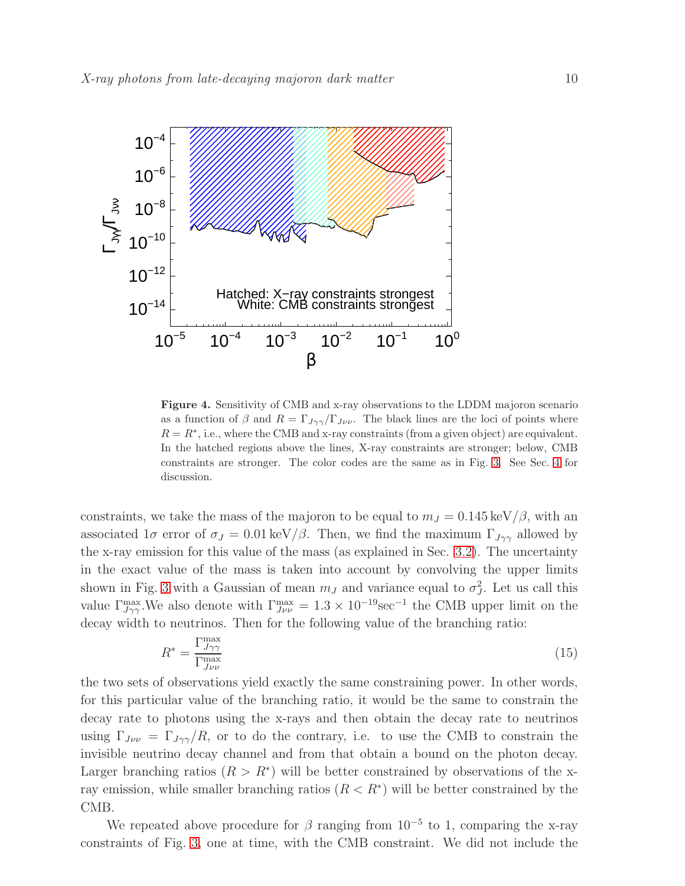**Figure 4.** Sensitivity of CMB and x-ray observations to the LDDM majoron scenario as a function of $\beta$ and $R = \Gamma_{J\gamma\gamma}/\Gamma_{J\nu\nu}$. The black lines are the loci of points where $R = R^*$, i.e., where the CMB and x-ray constraints (from a given object) are equivalent. In the hatched regions above the lines, X-ray constraints are stronger; below, CMB constraints are stronger. The color codes are the same as in Fig. 3. See Sec. 4 for discussion.

constraints, we take the mass of the majoron to be equal to $m_J = 0.145\,\mathrm{keV}/\beta$, with an associated $1\sigma$ error of $\sigma_J = 0.01\,\mathrm{keV}/\beta$. Then, we find the maximum $\Gamma_{J\gamma\gamma}$ allowed by the x-ray emission for this value of the mass (as explained in Sec. 3.2). The uncertainty in the exact value of the mass is taken into account by convolving the upper limits shown in Fig. 3 with a Gaussian of mean $m_J$ and variance equal to $\sigma_J^2$. Let us call this value $\Gamma_{J\gamma\gamma}^{\max}$.We also denote with $\Gamma_{J\nu\nu}^{\max} = 1.3 \times 10^{-19}\mathrm{sec}^{-1}$ the CMB upper limit on the decay width to neutrinos. Then for the following value of the branching ratio:

$$R^* = \frac{\Gamma_{J\gamma\gamma}^{\max}}{\Gamma_{J\nu\nu}^{\max}} \tag{15}$$

the two sets of observations yield exactly the same constraining power. In other words, for this particular value of the branching ratio, it would be the same to constrain the decay rate to photons using the x-rays and then obtain the decay rate to neutrinos using $\Gamma_{J\nu\nu} = \Gamma_{J\gamma\gamma}/R$, or to do the contrary, i.e. to use the CMB to constrain the invisible neutrino decay channel and from that obtain a bound on the photon decay. Larger branching ratios ($R > R^*$) will be better constrained by observations of the x-ray emission, while smaller branching ratios ($R < R^*$) will be better constrained by the CMB.

We repeated above procedure for $\beta$ ranging from $10^{-5}$ to 1, comparing the x-ray constraints of Fig. 3, one at time, with the CMB constraint. We did not include the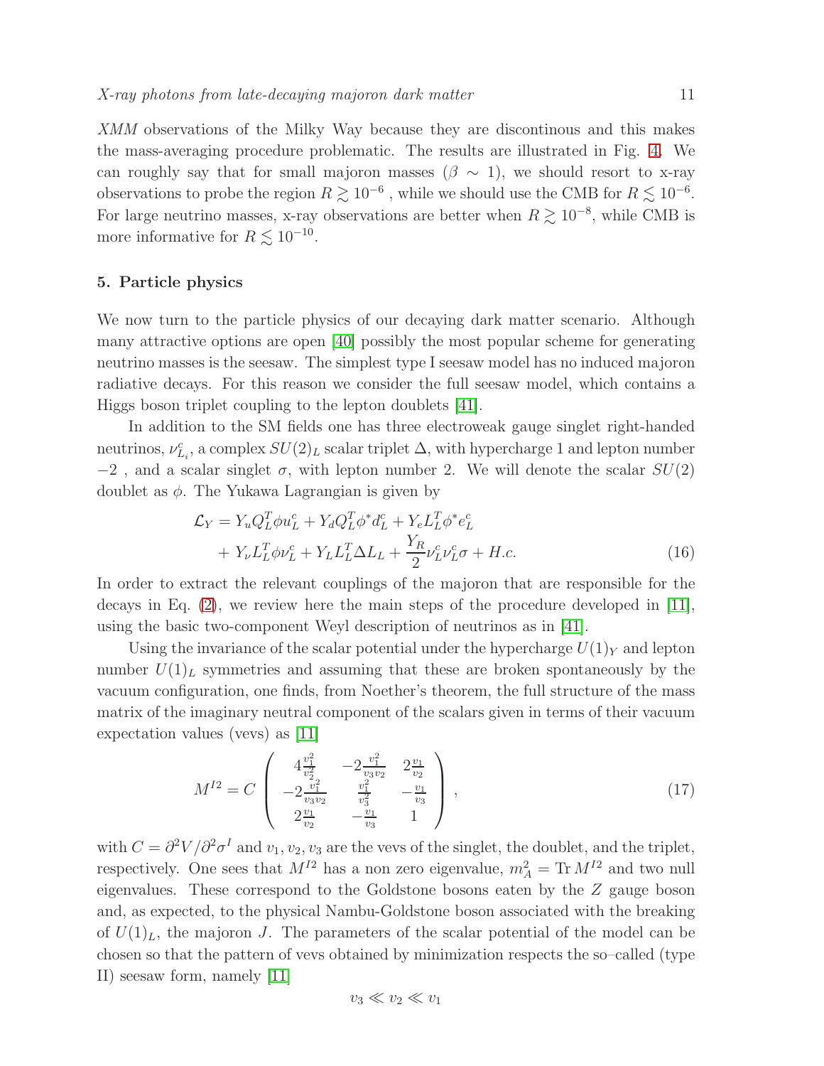*XMM* observations of the Milky Way because they are discontinous and this makes the mass-averaging procedure problematic. The results are illustrated in Fig. 4. We can roughly say that for small majoron masses ($\beta \sim 1$), we should resort to x-ray observations to probe the region $R \gtrsim 10^{-6}$ , while we should use the CMB for $R \lesssim 10^{-6}$. For large neutrino masses, x-ray observations are better when $R \gtrsim 10^{-8}$, while CMB is more informative for $R \lesssim 10^{-10}$.

## 5. Particle physics

We now turn to the particle physics of our decaying dark matter scenario. Although many attractive options are open [40] possibly the most popular scheme for generating neutrino masses is the seesaw. The simplest type I seesaw model has no induced majoron radiative decays. For this reason we consider the full seesaw model, which contains a Higgs boson triplet coupling to the lepton doublets [41].

In addition to the SM fields one has three electroweak gauge singlet right-handed neutrinos, $\nu^c_{L_i}$, a complex $SU(2)_L$ scalar triplet $\Delta$, with hypercharge 1 and lepton number $-2$ , and a scalar singlet $\sigma$, with lepton number 2. We will denote the scalar $SU(2)$ doublet as $\phi$. The Yukawa Lagrangian is given by

$$
\begin{aligned}
\mathcal{L}_Y &= Y_u Q_L^T \phi u_L^c + Y_d Q_L^T \phi^* d_L^c + Y_e L_L^T \phi^* e_L^c \\
&+ Y_\nu L_L^T \phi \nu_L^c + Y_L L_L^T \Delta L_L + \frac{Y_R}{2} \nu_L^c \nu_L^c \sigma + H.c.
\end{aligned} \tag{16}
$$

In order to extract the relevant couplings of the majoron that are responsible for the decays in Eq. (2), we review here the main steps of the procedure developed in [11], using the basic two-component Weyl description of neutrinos as in [41].

Using the invariance of the scalar potential under the hypercharge $U(1)_Y$ and lepton number $U(1)_L$ symmetries and assuming that these are broken spontaneously by the vacuum configuration, one finds, from Noether's theorem, the full structure of the mass matrix of the imaginary neutral component of the scalars given in terms of their vacuum expectation values (vevs) as [11]

$$
M^{I2} = C \begin{pmatrix} 4\frac{v_1^2}{v_2^2} & -2\frac{v_1^2}{v_3 v_2} & 2\frac{v_1}{v_2} \\ -2\frac{v_1^2}{v_3 v_2} & \frac{v_1^2}{v_3^2} & -\frac{v_1}{v_3} \\ 2\frac{v_1}{v_2} & -\frac{v_1}{v_3} & 1 \end{pmatrix} , \tag{17}
$$

with $C = \partial^2 V / \partial^2 \sigma^I$ and $v_1, v_2, v_3$ are the vevs of the singlet, the doublet, and the triplet, respectively. One sees that $M^{I2}$ has a non zero eigenvalue, $m_A^2 = \mathrm{Tr}\, M^{I2}$ and two null eigenvalues. These correspond to the Goldstone bosons eaten by the $Z$ gauge boson and, as expected, to the physical Nambu-Goldstone boson associated with the breaking of $U(1)_L$, the majoron $J$. The parameters of the scalar potential of the model can be chosen so that the pattern of vevs obtained by minimization respects the so–called (type II) seesaw form, namely [11]

$$
v_3 \ll v_2 \ll v_1
$$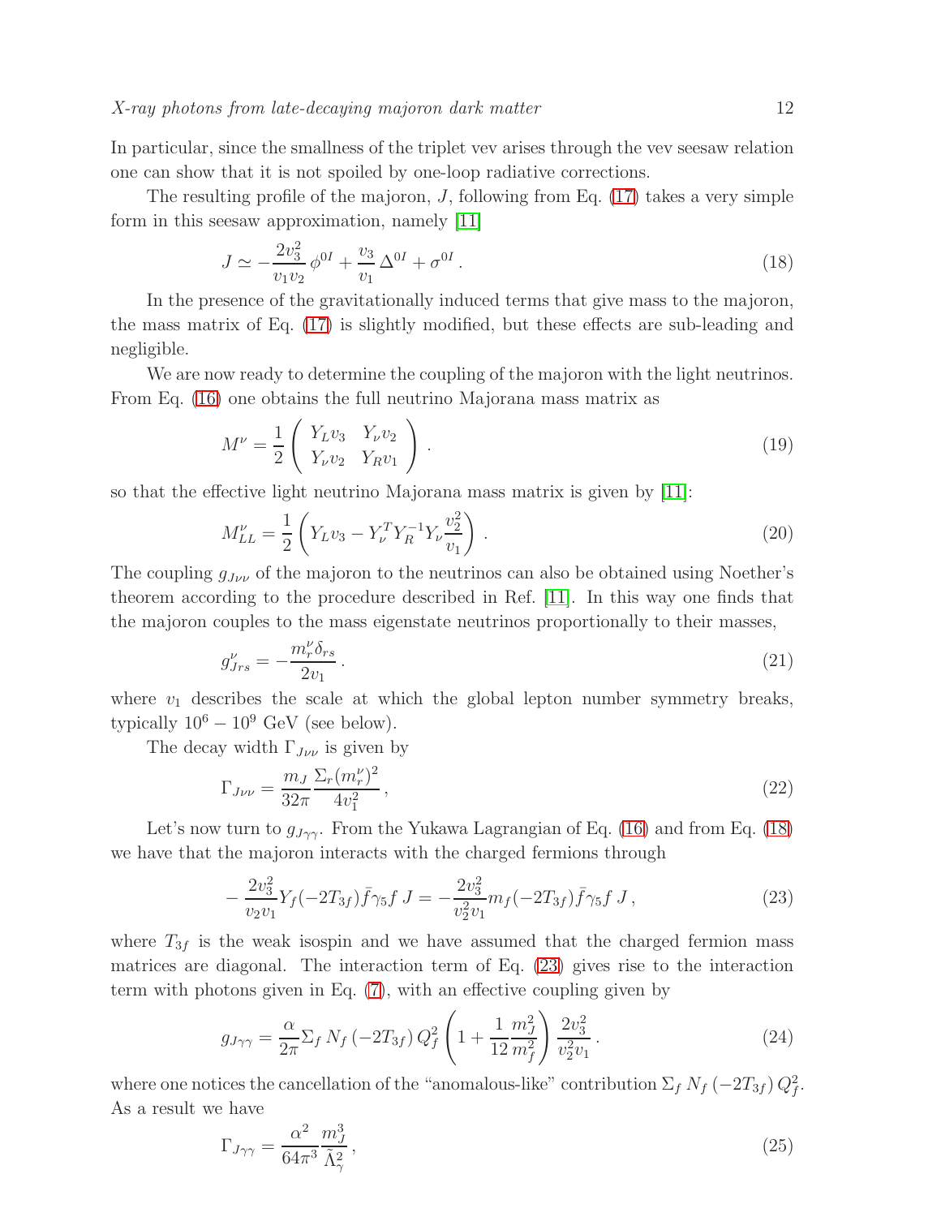In particular, since the smallness of the triplet vev arises through the vev seesaw relation one can show that it is not spoiled by one-loop radiative corrections.

The resulting profile of the majoron, $J$, following from Eq. (17) takes a very simple form in this seesaw approximation, namely [11]

$$J \simeq -\frac{2v_3^2}{v_1 v_2}\,\phi^{0I} + \frac{v_3}{v_1}\,\Delta^{0I} + \sigma^{0I}\,. \tag{18}$$

In the presence of the gravitationally induced terms that give mass to the majoron, the mass matrix of Eq. (17) is slightly modified, but these effects are sub-leading and negligible.

We are now ready to determine the coupling of the majoron with the light neutrinos. From Eq. (16) one obtains the full neutrino Majorana mass matrix as

$$M^{\nu} = \frac{1}{2}\left(\begin{array}{cc} Y_L v_3 & Y_\nu v_2 \\ Y_\nu v_2 & Y_R v_1 \end{array}\right)\,. \tag{19}$$

so that the effective light neutrino Majorana mass matrix is given by [11]:

$$M^{\nu}_{LL} = \frac{1}{2}\left(Y_L v_3 - Y_\nu^T Y_R^{-1} Y_\nu \frac{v_2^2}{v_1}\right)\,. \tag{20}$$

The coupling $g_{J\nu\nu}$ of the majoron to the neutrinos can also be obtained using Noether's theorem according to the procedure described in Ref. [11]. In this way one finds that the majoron couples to the mass eigenstate neutrinos proportionally to their masses,

$$g^{\nu}_{Jrs} = -\frac{m^{\nu}_r \delta_{rs}}{2v_1}\,. \tag{21}$$

where $v_1$ describes the scale at which the global lepton number symmetry breaks, typically $10^6 - 10^9$ GeV (see below).

The decay width $\Gamma_{J\nu\nu}$ is given by

$$\Gamma_{J\nu\nu} = \frac{m_J}{32\pi}\frac{\Sigma_r (m^{\nu}_r)^2}{4v_1^2}\,, \tag{22}$$

Let's now turn to $g_{J\gamma\gamma}$. From the Yukawa Lagrangian of Eq. (16) and from Eq. (18) we have that the majoron interacts with the charged fermions through

$$-\frac{2v_3^2}{v_2 v_1} Y_f (-2T_{3f}) \bar{f}\gamma_5 f\, J = -\frac{2v_3^2}{v_2^2 v_1} m_f (-2T_{3f}) \bar{f}\gamma_5 f\, J\,, \tag{23}$$

where $T_{3f}$ is the weak isospin and we have assumed that the charged fermion mass matrices are diagonal. The interaction term of Eq. (23) gives rise to the interaction term with photons given in Eq. (7), with an effective coupling given by

$$g_{J\gamma\gamma} = \frac{\alpha}{2\pi}\Sigma_f\, N_f\,(-2T_{3f})\,Q_f^2 \left(1 + \frac{1}{12}\frac{m_J^2}{m_f^2}\right)\frac{2v_3^2}{v_2^2 v_1}\,. \tag{24}$$

where one notices the cancellation of the "anomalous-like" contribution $\Sigma_f\, N_f\,(-2T_{3f})\,Q_f^2$. As a result we have

$$\Gamma_{J\gamma\gamma} = \frac{\alpha^2}{64\pi^3}\frac{m_J^3}{\tilde{\Lambda}_\gamma^2}\,, \tag{25}$$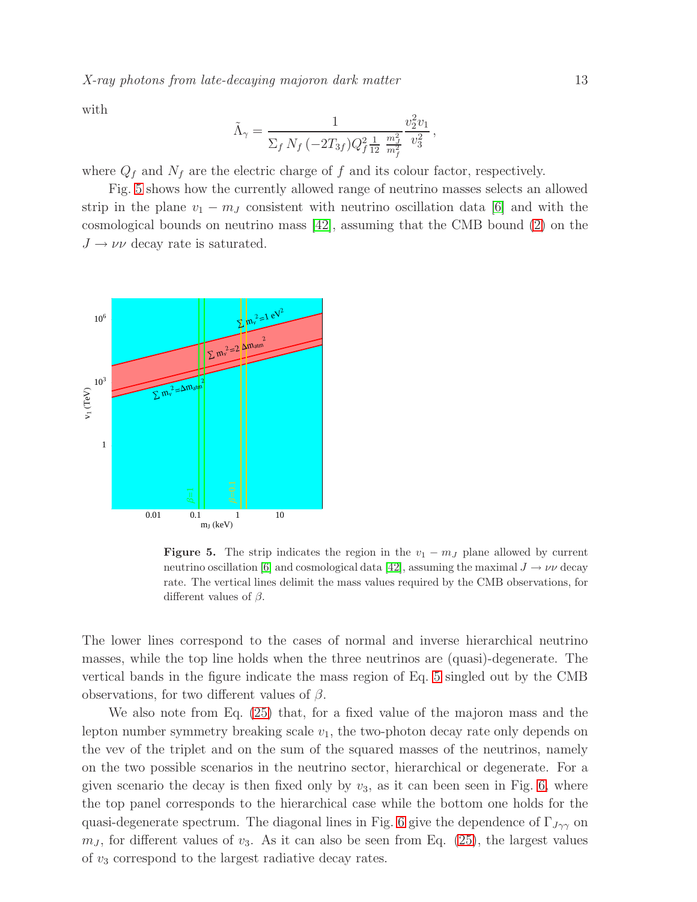with

$$\tilde{\Lambda}_\gamma = \frac{1}{\Sigma_f \, N_f \, (-2T_{3f}) Q_f^2 \frac{1}{12} \, \frac{m_J^2}{m_f^2}} \frac{v_2^2 v_1}{v_3^2} \, ,$$

where $Q_f$ and $N_f$ are the electric charge of $f$ and its colour factor, respectively.

Fig. 5 shows how the currently allowed range of neutrino masses selects an allowed strip in the plane $v_1 - m_J$ consistent with neutrino oscillation data [6] and with the cosmological bounds on neutrino mass [42], assuming that the CMB bound (2) on the $J \to \nu\nu$ decay rate is saturated.

**Figure 5.** The strip indicates the region in the $v_1 - m_J$ plane allowed by current neutrino oscillation [6] and cosmological data [42], assuming the maximal $J \to \nu\nu$ decay rate. The vertical lines delimit the mass values required by the CMB observations, for different values of $\beta$.

The lower lines correspond to the cases of normal and inverse hierarchical neutrino masses, while the top line holds when the three neutrinos are (quasi)-degenerate. The vertical bands in the figure indicate the mass region of Eq. 5 singled out by the CMB observations, for two different values of $\beta$.

We also note from Eq. (25) that, for a fixed value of the majoron mass and the lepton number symmetry breaking scale $v_1$, the two-photon decay rate only depends on the vev of the triplet and on the sum of the squared masses of the neutrinos, namely on the two possible scenarios in the neutrino sector, hierarchical or degenerate. For a given scenario the decay is then fixed only by $v_3$, as it can been seen in Fig. 6, where the top panel corresponds to the hierarchical case while the bottom one holds for the quasi-degenerate spectrum. The diagonal lines in Fig. 6 give the dependence of $\Gamma_{J\gamma\gamma}$ on $m_J$, for different values of $v_3$. As it can also be seen from Eq. (25), the largest values of $v_3$ correspond to the largest radiative decay rates.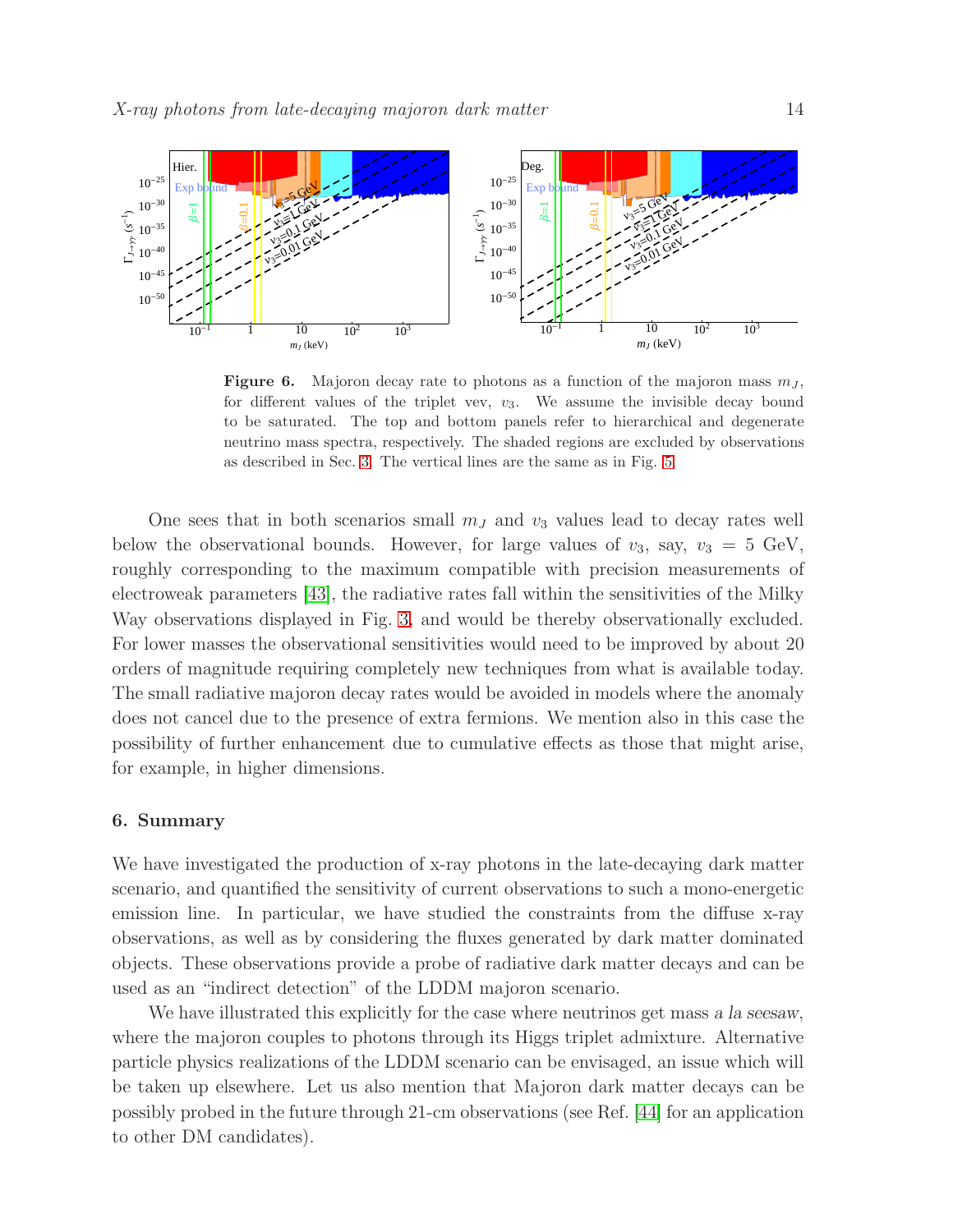**Figure 6.** Majoron decay rate to photons as a function of the majoron mass $m_J$, for different values of the triplet vev, $v_3$. We assume the invisible decay bound to be saturated. The top and bottom panels refer to hierarchical and degenerate neutrino mass spectra, respectively. The shaded regions are excluded by observations as described in Sec. 3. The vertical lines are the same as in Fig. 5.

One sees that in both scenarios small $m_J$ and $v_3$ values lead to decay rates well below the observational bounds. However, for large values of $v_3$, say, $v_3 = 5$ GeV, roughly corresponding to the maximum compatible with precision measurements of electroweak parameters [43], the radiative rates fall within the sensitivities of the Milky Way observations displayed in Fig. 3, and would be thereby observationally excluded. For lower masses the observational sensitivities would need to be improved by about 20 orders of magnitude requiring completely new techniques from what is available today. The small radiative majoron decay rates would be avoided in models where the anomaly does not cancel due to the presence of extra fermions. We mention also in this case the possibility of further enhancement due to cumulative effects as those that might arise, for example, in higher dimensions.

## 6. Summary

We have investigated the production of x-ray photons in the late-decaying dark matter scenario, and quantified the sensitivity of current observations to such a mono-energetic emission line. In particular, we have studied the constraints from the diffuse x-ray observations, as well as by considering the fluxes generated by dark matter dominated objects. These observations provide a probe of radiative dark matter decays and can be used as an "indirect detection" of the LDDM majoron scenario.

We have illustrated this explicitly for the case where neutrinos get mass *a la seesaw*, where the majoron couples to photons through its Higgs triplet admixture. Alternative particle physics realizations of the LDDM scenario can be envisaged, an issue which will be taken up elsewhere. Let us also mention that Majoron dark matter decays can be possibly probed in the future through 21-cm observations (see Ref. [44] for an application to other DM candidates).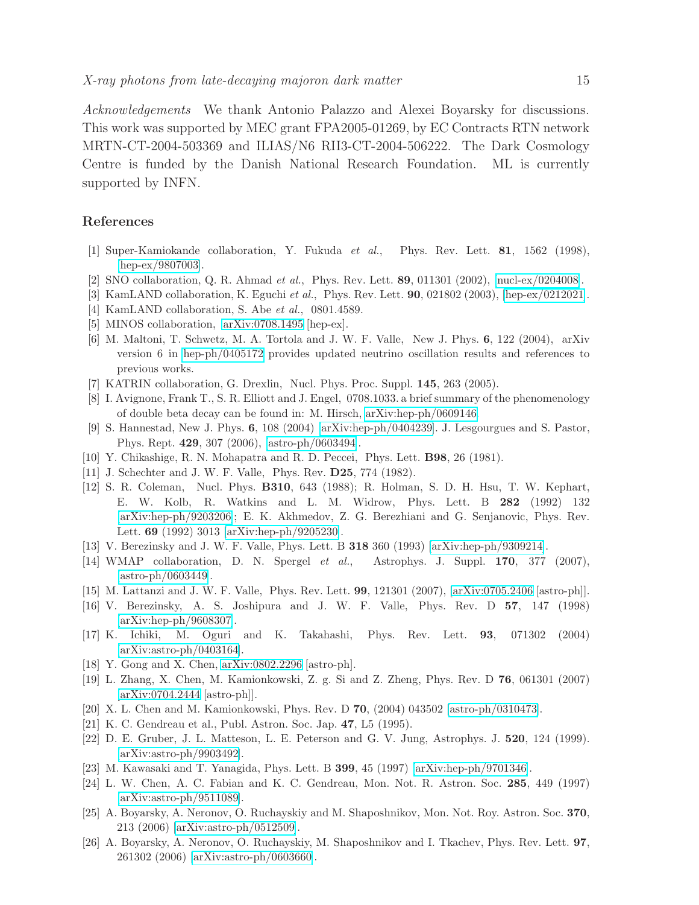*Acknowledgements* We thank Antonio Palazzo and Alexei Boyarsky for discussions. This work was supported by MEC grant FPA2005-01269, by EC Contracts RTN network MRTN-CT-2004-503369 and ILIAS/N6 RII3-CT-2004-506222. The Dark Cosmology Centre is funded by the Danish National Research Foundation. ML is currently supported by INFN.

## References

[1] Super-Kamiokande collaboration, Y. Fukuda *et al.*, Phys. Rev. Lett. **81**, 1562 (1998), hep-ex/9807003.

[2] SNO collaboration, Q. R. Ahmad *et al.*, Phys. Rev. Lett. **89**, 011301 (2002), nucl-ex/0204008.

[3] KamLAND collaboration, K. Eguchi *et al.*, Phys. Rev. Lett. **90**, 021802 (2003), hep-ex/0212021.

[4] KamLAND collaboration, S. Abe *et al.*, 0801.4589.

[5] MINOS collaboration, arXiv:0708.1495 [hep-ex].

[6] M. Maltoni, T. Schwetz, M. A. Tortola and J. W. F. Valle, New J. Phys. **6**, 122 (2004), arXiv version 6 in hep-ph/0405172 provides updated neutrino oscillation results and references to previous works.

[7] KATRIN collaboration, G. Drexlin, Nucl. Phys. Proc. Suppl. **145**, 263 (2005).

[8] I. Avignone, Frank T., S. R. Elliott and J. Engel, 0708.1033. a brief summary of the phenomenology of double beta decay can be found in: M. Hirsch, arXiv:hep-ph/0609146

[9] S. Hannestad, New J. Phys. **6**, 108 (2004) arXiv:hep-ph/0404239. J. Lesgourgues and S. Pastor, Phys. Rept. **429**, 307 (2006), astro-ph/0603494.

[10] Y. Chikashige, R. N. Mohapatra and R. D. Peccei, Phys. Lett. **B98**, 26 (1981).

[11] J. Schechter and J. W. F. Valle, Phys. Rev. **D25**, 774 (1982).

[12] S. R. Coleman, Nucl. Phys. **B310**, 643 (1988); R. Holman, S. D. H. Hsu, T. W. Kephart, E. W. Kolb, R. Watkins and L. M. Widrow, Phys. Lett. B **282** (1992) 132 arXiv:hep-ph/9203206; E. K. Akhmedov, Z. G. Berezhiani and G. Senjanovic, Phys. Rev. Lett. **69** (1992) 3013 [arXiv:hep-ph/9205230].

[13] V. Berezinsky and J. W. F. Valle, Phys. Lett. B **318** 360 (1993) [arXiv:hep-ph/9309214].

[14] WMAP collaboration, D. N. Spergel *et al.*, Astrophys. J. Suppl. **170**, 377 (2007), astro-ph/0603449.

[15] M. Lattanzi and J. W. F. Valle, Phys. Rev. Lett. **99**, 121301 (2007), [arXiv:0705.2406 [astro-ph]].

[16] V. Berezinsky, A. S. Joshipura and J. W. F. Valle, Phys. Rev. D **57**, 147 (1998) arXiv:hep-ph/9608307.

[17] K. Ichiki, M. Oguri and K. Takahashi, Phys. Rev. Lett. **93**, 071302 (2004) arXiv:astro-ph/0403164.

[18] Y. Gong and X. Chen, arXiv:0802.2296 [astro-ph].

[19] L. Zhang, X. Chen, M. Kamionkowski, Z. g. Si and Z. Zheng, Phys. Rev. D **76**, 061301 (2007) arXiv:0704.2444 [astro-ph]].

[20] X. L. Chen and M. Kamionkowski, Phys. Rev. D **70**, (2004) 043502 [astro-ph/0310473].

[21] K. C. Gendreau et al., Publ. Astron. Soc. Jap. **47**, L5 (1995).

[22] D. E. Gruber, J. L. Matteson, L. E. Peterson and G. V. Jung, Astrophys. J. **520**, 124 (1999). arXiv:astro-ph/9903492.

[23] M. Kawasaki and T. Yanagida, Phys. Lett. B **399**, 45 (1997) arXiv:hep-ph/9701346.

[24] L. W. Chen, A. C. Fabian and K. C. Gendreau, Mon. Not. R. Astron. Soc. **285**, 449 (1997) arXiv:astro-ph/9511089.

[25] A. Boyarsky, A. Neronov, O. Ruchayskiy and M. Shaposhnikov, Mon. Not. Roy. Astron. Soc. **370**, 213 (2006) [arXiv:astro-ph/0512509].

[26] A. Boyarsky, A. Neronov, O. Ruchayskiy, M. Shaposhnikov and I. Tkachev, Phys. Rev. Lett. **97**, 261302 (2006) [arXiv:astro-ph/0603660].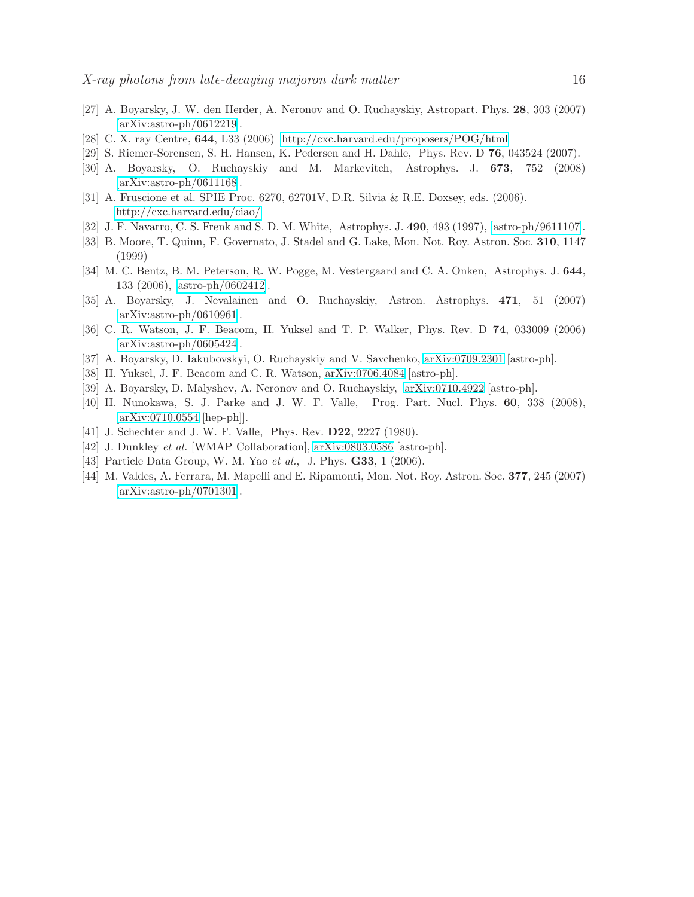[27] A. Boyarsky, J. W. den Herder, A. Neronov and O. Ruchayskiy, Astropart. Phys. **28**, 303 (2007) arXiv:astro-ph/0612219.

[28] C. X. ray Centre, **644**, L33 (2006) http://cxc.harvard.edu/proposers/POG/html

[29] S. Riemer-Sorensen, S. H. Hansen, K. Pedersen and H. Dahle, Phys. Rev. D **76**, 043524 (2007).

[30] A. Boyarsky, O. Ruchayskiy and M. Markevitch, Astrophys. J. **673**, 752 (2008) arXiv:astro-ph/0611168.

[31] A. Fruscione et al. SPIE Proc. 6270, 62701V, D.R. Silvia & R.E. Doxsey, eds. (2006). http://cxc.harvard.edu/ciao/

[32] J. F. Navarro, C. S. Frenk and S. D. M. White, Astrophys. J. **490**, 493 (1997), astro-ph/9611107.

[33] B. Moore, T. Quinn, F. Governato, J. Stadel and G. Lake, Mon. Not. Roy. Astron. Soc. **310**, 1147 (1999)

[34] M. C. Bentz, B. M. Peterson, R. W. Pogge, M. Vestergaard and C. A. Onken, Astrophys. J. **644**, 133 (2006), astro-ph/0602412.

[35] A. Boyarsky, J. Nevalainen and O. Ruchayskiy, Astron. Astrophys. **471**, 51 (2007) arXiv:astro-ph/0610961.

[36] C. R. Watson, J. F. Beacom, H. Yuksel and T. P. Walker, Phys. Rev. D **74**, 033009 (2006) arXiv:astro-ph/0605424.

[37] A. Boyarsky, D. Iakubovskyi, O. Ruchayskiy and V. Savchenko, arXiv:0709.2301 [astro-ph].

[38] H. Yuksel, J. F. Beacom and C. R. Watson, arXiv:0706.4084 [astro-ph].

[39] A. Boyarsky, D. Malyshev, A. Neronov and O. Ruchayskiy, arXiv:0710.4922 [astro-ph].

[40] H. Nunokawa, S. J. Parke and J. W. F. Valle, Prog. Part. Nucl. Phys. **60**, 338 (2008), arXiv:0710.0554 [hep-ph]].

[41] J. Schechter and J. W. F. Valle, Phys. Rev. **D22**, 2227 (1980).

[42] J. Dunkley *et al.* [WMAP Collaboration], arXiv:0803.0586 [astro-ph].

[43] Particle Data Group, W. M. Yao *et al.*, J. Phys. **G33**, 1 (2006).

[44] M. Valdes, A. Ferrara, M. Mapelli and E. Ripamonti, Mon. Not. Roy. Astron. Soc. **377**, 245 (2007) arXiv:astro-ph/0701301.